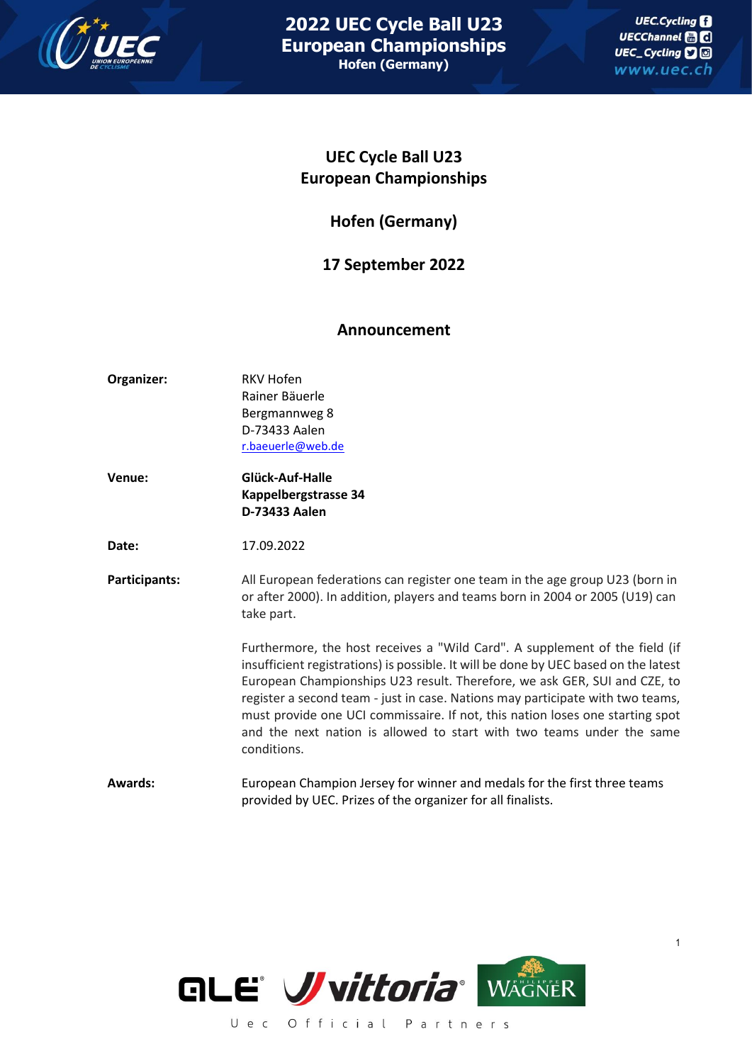# UEC Cycle Ball U23 European Championships

## Hofen (Germany)

## 17 September 2022

## Announcement

**Organizer:** RKV Hofen
Rainer Bäuerle
Bergmannweg 8
D-73433 Aalen
r.baeuerle@web.de

**Venue:** **Glück-Auf-Halle**
**Kappelbergstrasse 34**
**D-73433 Aalen**

**Date:** 17.09.2022

**Participants:** All European federations can register one team in the age group U23 (born in or after 2000). In addition, players and teams born in 2004 or 2005 (U19) can take part.

Furthermore, the host receives a "Wild Card". A supplement of the field (if insufficient registrations) is possible. It will be done by UEC based on the latest European Championships U23 result. Therefore, we ask GER, SUI and CZE, to register a second team - just in case. Nations may participate with two teams, must provide one UCI commissaire. If not, this nation loses one starting spot and the next nation is allowed to start with two teams under the same conditions.

**Awards:** European Champion Jersey for winner and medals for the first three teams provided by UEC. Prizes of the organizer for all finalists.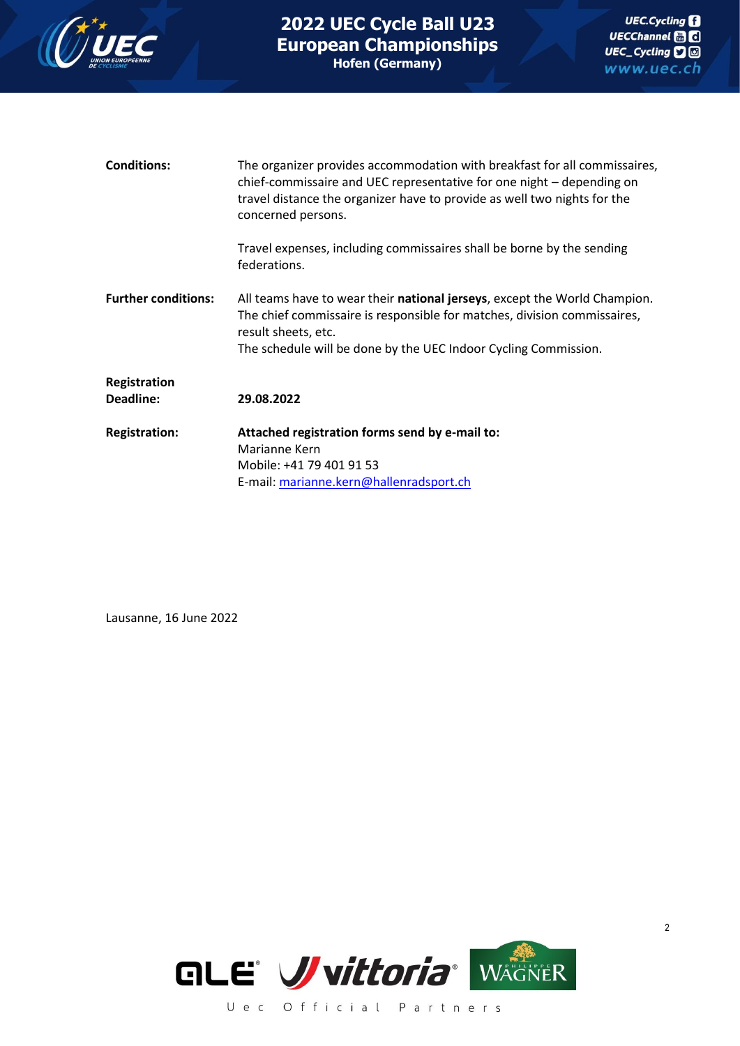| | |
|---|---|
| **Conditions:** | The organizer provides accommodation with breakfast for all commissaires, chief-commissaire and UEC representative for one night – depending on travel distance the organizer have to provide as well two nights for the concerned persons.<br><br>Travel expenses, including commissaires shall be borne by the sending federations. |
| **Further conditions:** | All teams have to wear their **national jerseys**, except the World Champion. The chief commissaire is responsible for matches, division commissaires, result sheets, etc.<br>The schedule will be done by the UEC Indoor Cycling Commission. |
| **Registration Deadline:** | **29.08.2022** |
| **Registration:** | **Attached registration forms send by e-mail to:**<br>Marianne Kern<br>Mobile: +41 79 401 91 53<br>E-mail: marianne.kern@hallenradsport.ch |

Lausanne, 16 June 2022